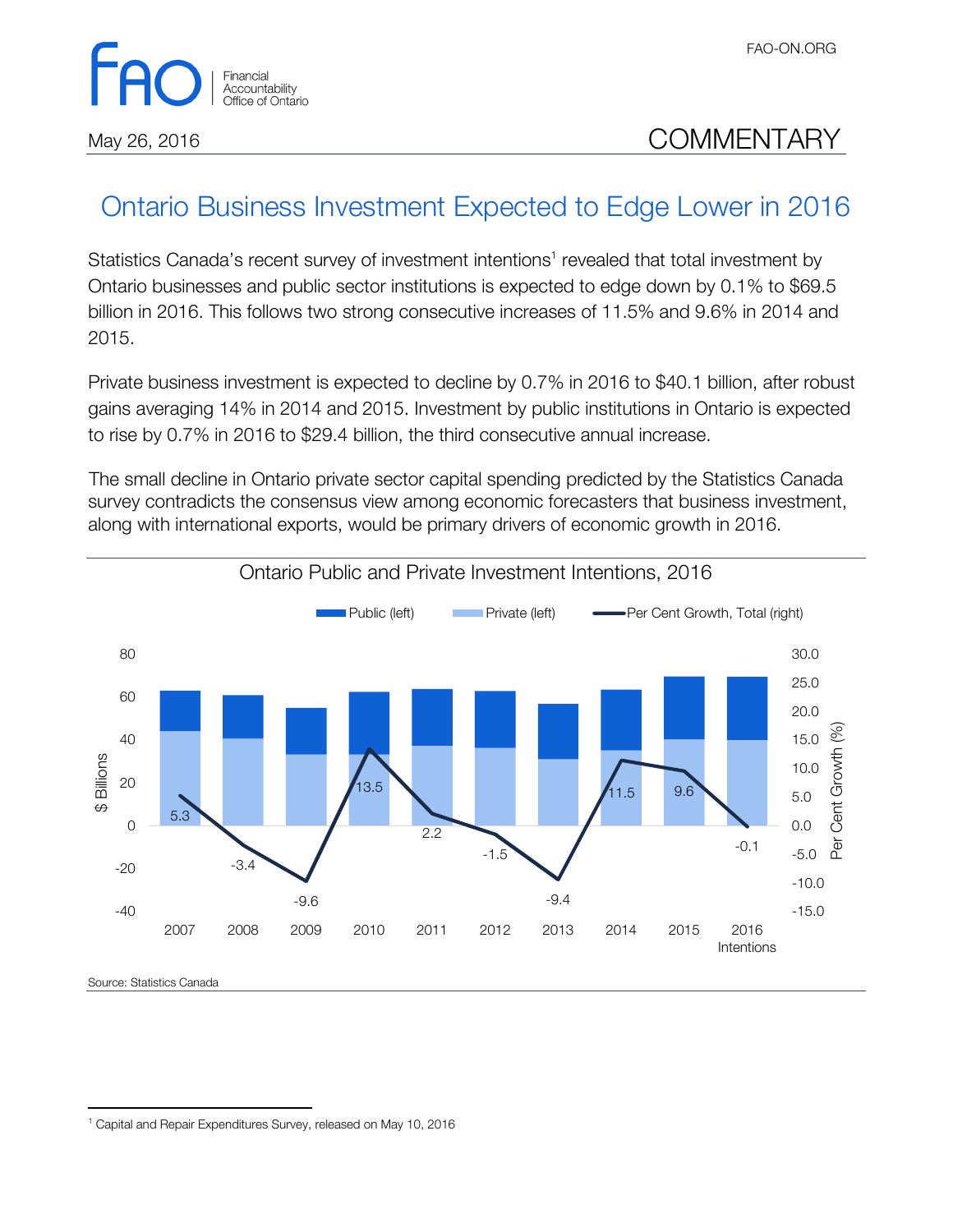May 26, 2016

COMMENTARY

# Ontario Business Investment Expected to Edge Lower in 2016

Statistics Canada's recent survey of investment intentions[1] revealed that total investment by Ontario businesses and public sector institutions is expected to edge down by 0.1% to $69.5 billion in 2016. This follows two strong consecutive increases of 11.5% and 9.6% in 2014 and 2015.

Private business investment is expected to decline by 0.7% in 2016 to $40.1 billion, after robust gains averaging 14% in 2014 and 2015. Investment by public institutions in Ontario is expected to rise by 0.7% in 2016 to $29.4 billion, the third consecutive annual increase.

The small decline in Ontario private sector capital spending predicted by the Statistics Canada survey contradicts the consensus view among economic forecasters that business investment, along with international exports, would be primary drivers of economic growth in 2016.

Ontario Public and Private Investment Intentions, 2016

| Year | Per Cent Growth, Total (%) |
|---|---|
| 2007 | 5.3 |
| 2008 | -3.4 |
| 2009 | -9.6 |
| 2010 | 13.5 |
| 2011 | 2.2 |
| 2012 | -1.5 |
| 2013 | -9.4 |
| 2014 | 11.5 |
| 2015 | 9.6 |
| 2016 Intentions | -0.1 |

Source: Statistics Canada

[1] Capital and Repair Expenditures Survey, released on May 10, 2016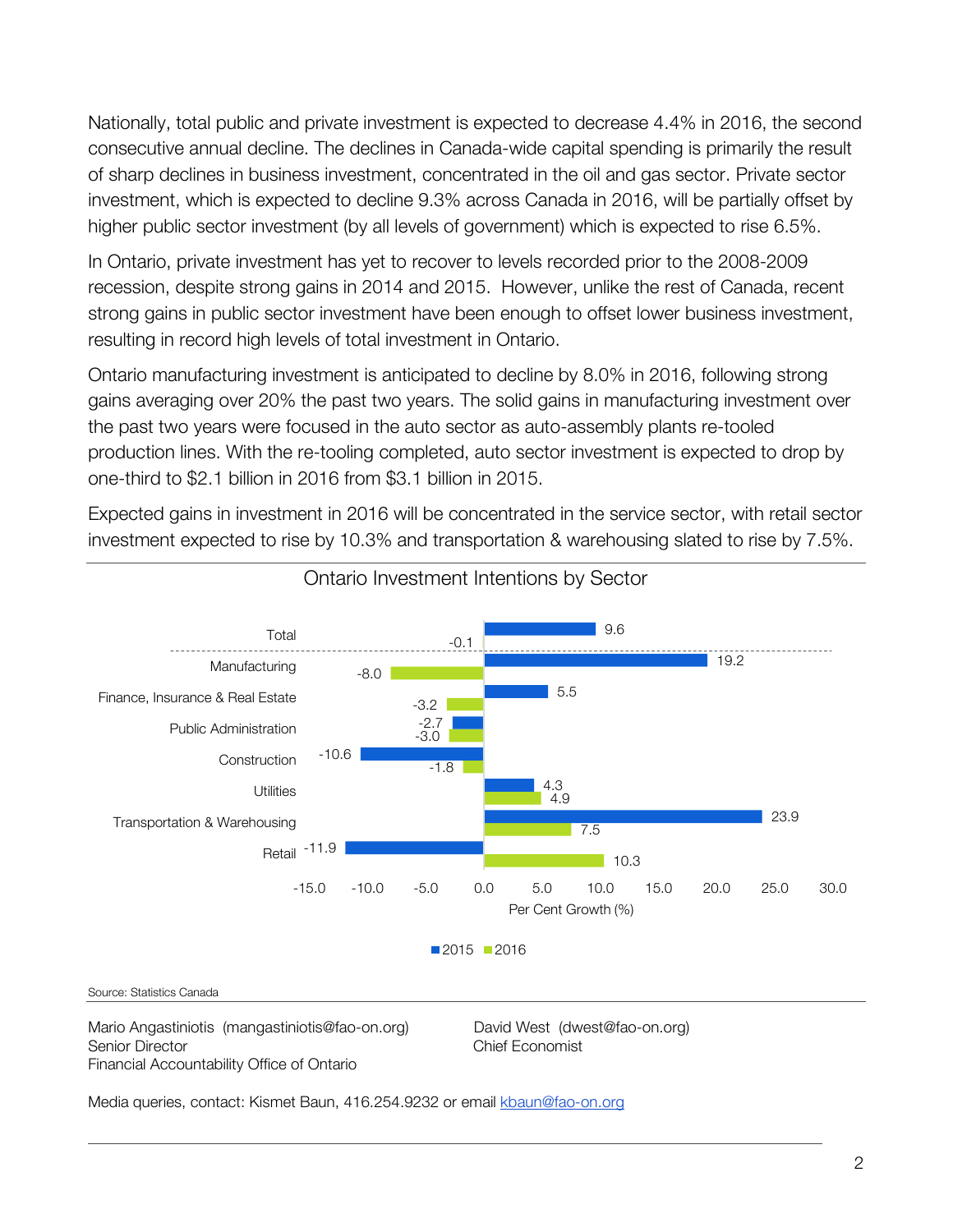Nationally, total public and private investment is expected to decrease 4.4% in 2016, the second consecutive annual decline. The declines in Canada-wide capital spending is primarily the result of sharp declines in business investment, concentrated in the oil and gas sector. Private sector investment, which is expected to decline 9.3% across Canada in 2016, will be partially offset by higher public sector investment (by all levels of government) which is expected to rise 6.5%.

In Ontario, private investment has yet to recover to levels recorded prior to the 2008-2009 recession, despite strong gains in 2014 and 2015. However, unlike the rest of Canada, recent strong gains in public sector investment have been enough to offset lower business investment, resulting in record high levels of total investment in Ontario.

Ontario manufacturing investment is anticipated to decline by 8.0% in 2016, following strong gains averaging over 20% the past two years. The solid gains in manufacturing investment over the past two years were focused in the auto sector as auto-assembly plants re-tooled production lines. With the re-tooling completed, auto sector investment is expected to drop by one-third to $2.1 billion in 2016 from $3.1 billion in 2015.

Expected gains in investment in 2016 will be concentrated in the service sector, with retail sector investment expected to rise by 10.3% and transportation & warehousing slated to rise by 7.5%.

Ontario Investment Intentions by Sector

Total 9.6 -0.1
Manufacturing 19.2 -8.0
Finance, Insurance & Real Estate 5.5 -3.2
Public Administration -2.7 -3.0
Construction -10.6 -1.8
Utilities 4.3 4.9
Transportation & Warehousing 23.9 7.5
Retail -11.9 10.3

-15.0 -10.0 -5.0 0.0 5.0 10.0 15.0 20.0 25.0 30.0

Per Cent Growth (%)

2015 2016

Source: Statistics Canada

Mario Angastiniotis (mangastiniotis@fao-on.org)
Senior Director
Financial Accountability Office of Ontario

David West (dwest@fao-on.org)
Chief Economist

Media queries, contact: Kismet Baun, 416.254.9232 or email kbaun@fao-on.org